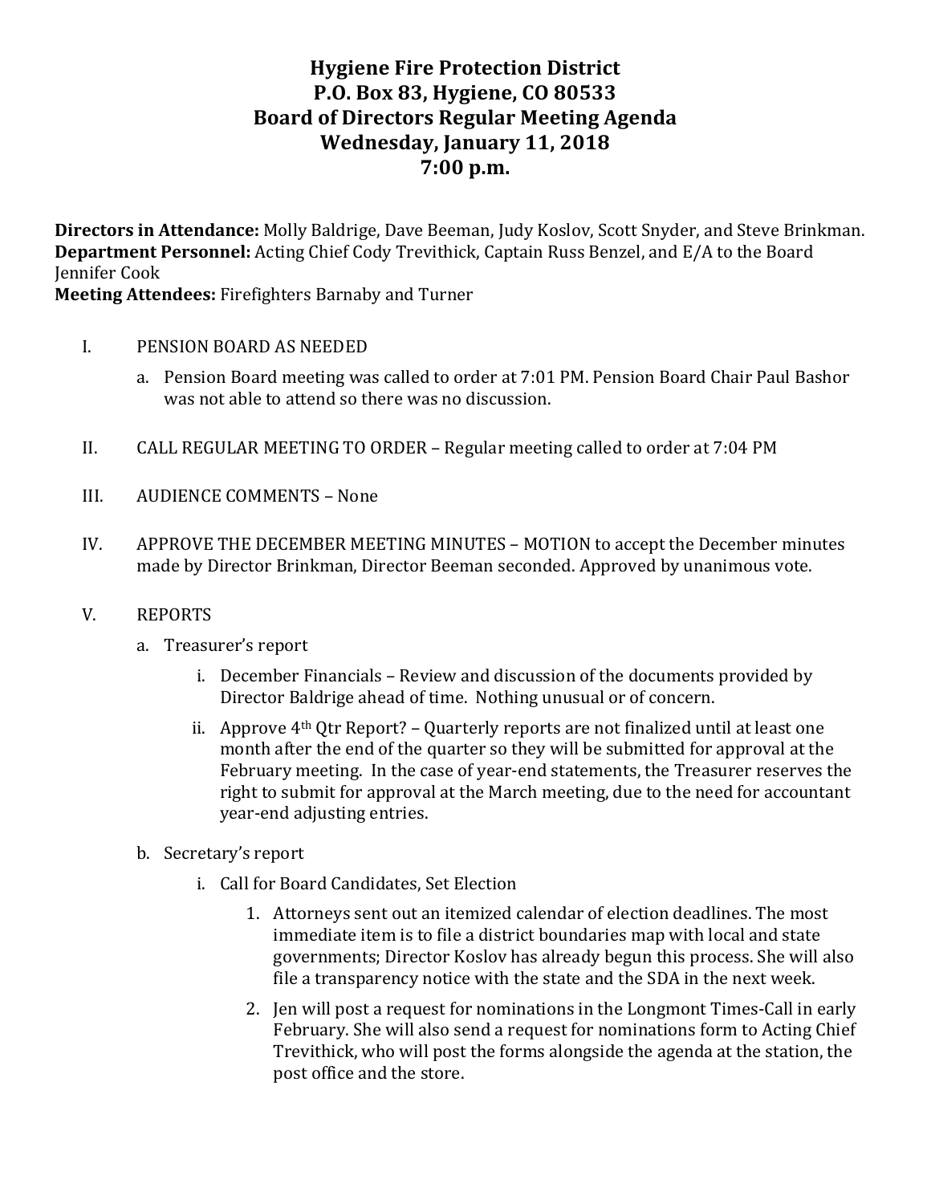# Hygiene Fire Protection District
# P.O. Box 83, Hygiene, CO 80533
# Board of Directors Regular Meeting Agenda
# Wednesday, January 11, 2018
# 7:00 p.m.

**Directors in Attendance:** Molly Baldrige, Dave Beeman, Judy Koslov, Scott Snyder, and Steve Brinkman.
**Department Personnel:** Acting Chief Cody Trevithick, Captain Russ Benzel, and E/A to the Board Jennifer Cook
**Meeting Attendees:** Firefighters Barnaby and Turner

I. PENSION BOARD AS NEEDED

   a. Pension Board meeting was called to order at 7:01 PM. Pension Board Chair Paul Bashor was not able to attend so there was no discussion.

II. CALL REGULAR MEETING TO ORDER – Regular meeting called to order at 7:04 PM

III. AUDIENCE COMMENTS – None

IV. APPROVE THE DECEMBER MEETING MINUTES – MOTION to accept the December minutes made by Director Brinkman, Director Beeman seconded. Approved by unanimous vote.

V. REPORTS

   a. Treasurer's report

      i. December Financials – Review and discussion of the documents provided by Director Baldrige ahead of time. Nothing unusual or of concern.

      ii. Approve 4th Qtr Report? – Quarterly reports are not finalized until at least one month after the end of the quarter so they will be submitted for approval at the February meeting. In the case of year-end statements, the Treasurer reserves the right to submit for approval at the March meeting, due to the need for accountant year-end adjusting entries.

   b. Secretary's report

      i. Call for Board Candidates, Set Election

         1. Attorneys sent out an itemized calendar of election deadlines. The most immediate item is to file a district boundaries map with local and state governments; Director Koslov has already begun this process. She will also file a transparency notice with the state and the SDA in the next week.

         2. Jen will post a request for nominations in the Longmont Times-Call in early February. She will also send a request for nominations form to Acting Chief Trevithick, who will post the forms alongside the agenda at the station, the post office and the store.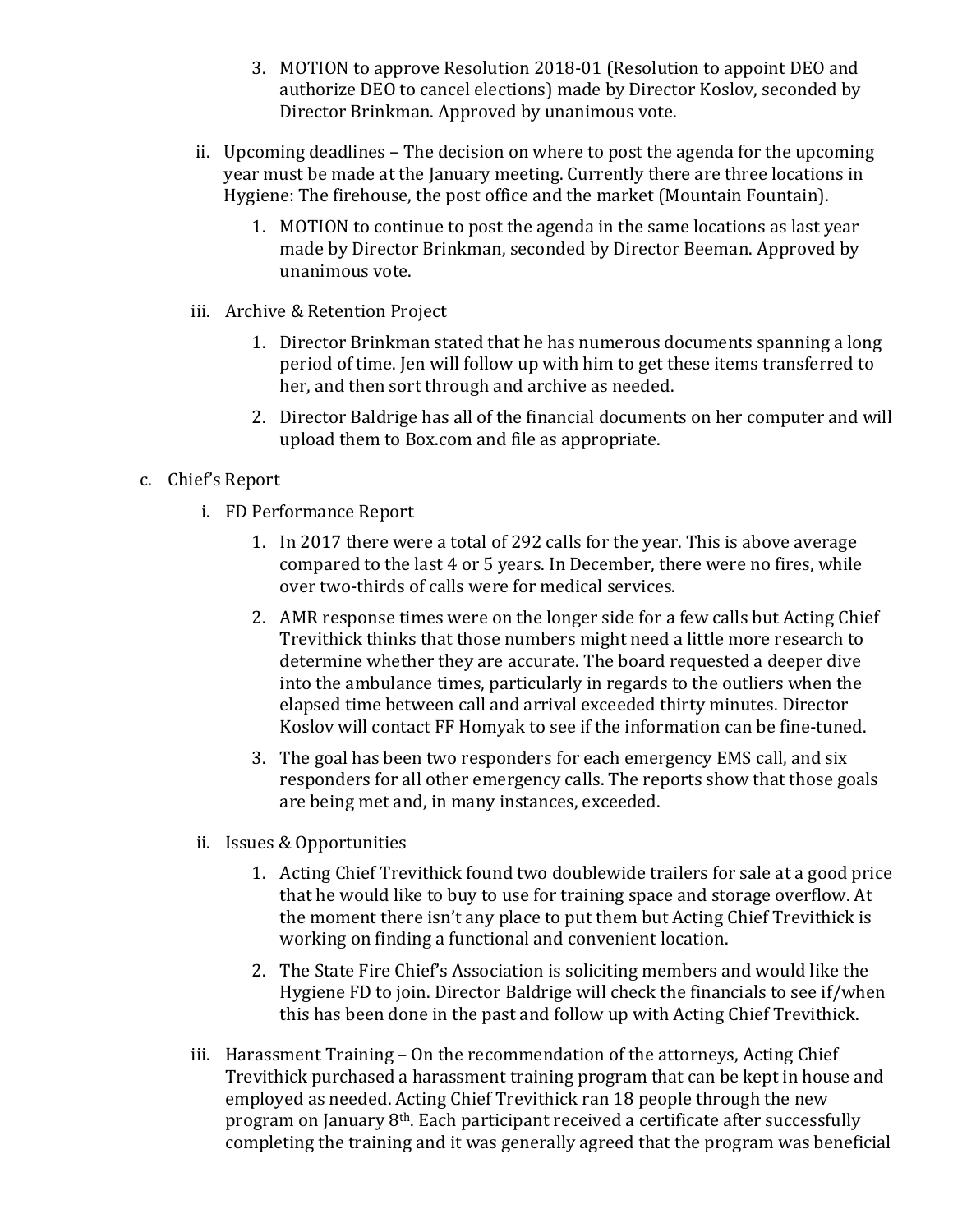3. MOTION to approve Resolution 2018-01 (Resolution to appoint DEO and authorize DEO to cancel elections) made by Director Koslov, seconded by Director Brinkman. Approved by unanimous vote.

ii. Upcoming deadlines – The decision on where to post the agenda for the upcoming year must be made at the January meeting. Currently there are three locations in Hygiene: The firehouse, the post office and the market (Mountain Fountain).

1. MOTION to continue to post the agenda in the same locations as last year made by Director Brinkman, seconded by Director Beeman. Approved by unanimous vote.

iii. Archive & Retention Project

1. Director Brinkman stated that he has numerous documents spanning a long period of time. Jen will follow up with him to get these items transferred to her, and then sort through and archive as needed.
2. Director Baldrige has all of the financial documents on her computer and will upload them to Box.com and file as appropriate.

c. Chief's Report

i. FD Performance Report

1. In 2017 there were a total of 292 calls for the year. This is above average compared to the last 4 or 5 years. In December, there were no fires, while over two-thirds of calls were for medical services.
2. AMR response times were on the longer side for a few calls but Acting Chief Trevithick thinks that those numbers might need a little more research to determine whether they are accurate. The board requested a deeper dive into the ambulance times, particularly in regards to the outliers when the elapsed time between call and arrival exceeded thirty minutes. Director Koslov will contact FF Homyak to see if the information can be fine-tuned.
3. The goal has been two responders for each emergency EMS call, and six responders for all other emergency calls. The reports show that those goals are being met and, in many instances, exceeded.

ii. Issues & Opportunities

1. Acting Chief Trevithick found two doublewide trailers for sale at a good price that he would like to buy to use for training space and storage overflow. At the moment there isn't any place to put them but Acting Chief Trevithick is working on finding a functional and convenient location.
2. The State Fire Chief's Association is soliciting members and would like the Hygiene FD to join. Director Baldrige will check the financials to see if/when this has been done in the past and follow up with Acting Chief Trevithick.

iii. Harassment Training – On the recommendation of the attorneys, Acting Chief Trevithick purchased a harassment training program that can be kept in house and employed as needed. Acting Chief Trevithick ran 18 people through the new program on January 8th. Each participant received a certificate after successfully completing the training and it was generally agreed that the program was beneficial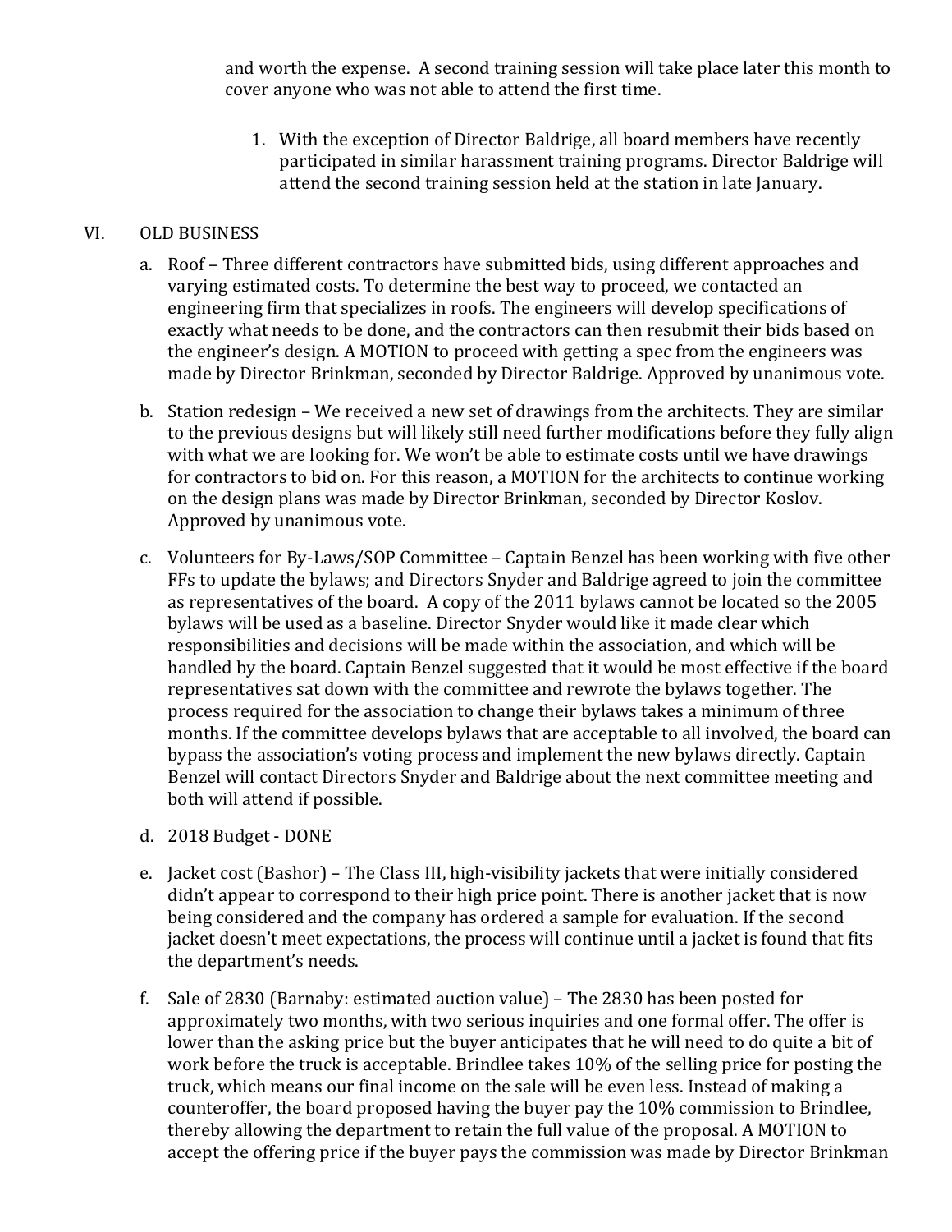and worth the expense. A second training session will take place later this month to cover anyone who was not able to attend the first time.

1. With the exception of Director Baldrige, all board members have recently participated in similar harassment training programs. Director Baldrige will attend the second training session held at the station in late January.

VI. OLD BUSINESS

a. Roof – Three different contractors have submitted bids, using different approaches and varying estimated costs. To determine the best way to proceed, we contacted an engineering firm that specializes in roofs. The engineers will develop specifications of exactly what needs to be done, and the contractors can then resubmit their bids based on the engineer's design. A MOTION to proceed with getting a spec from the engineers was made by Director Brinkman, seconded by Director Baldrige. Approved by unanimous vote.

b. Station redesign – We received a new set of drawings from the architects. They are similar to the previous designs but will likely still need further modifications before they fully align with what we are looking for. We won't be able to estimate costs until we have drawings for contractors to bid on. For this reason, a MOTION for the architects to continue working on the design plans was made by Director Brinkman, seconded by Director Koslov. Approved by unanimous vote.

c. Volunteers for By-Laws/SOP Committee – Captain Benzel has been working with five other FFs to update the bylaws; and Directors Snyder and Baldrige agreed to join the committee as representatives of the board. A copy of the 2011 bylaws cannot be located so the 2005 bylaws will be used as a baseline. Director Snyder would like it made clear which responsibilities and decisions will be made within the association, and which will be handled by the board. Captain Benzel suggested that it would be most effective if the board representatives sat down with the committee and rewrote the bylaws together. The process required for the association to change their bylaws takes a minimum of three months. If the committee develops bylaws that are acceptable to all involved, the board can bypass the association's voting process and implement the new bylaws directly. Captain Benzel will contact Directors Snyder and Baldrige about the next committee meeting and both will attend if possible.

d. 2018 Budget - DONE

e. Jacket cost (Bashor) – The Class III, high-visibility jackets that were initially considered didn't appear to correspond to their high price point. There is another jacket that is now being considered and the company has ordered a sample for evaluation. If the second jacket doesn't meet expectations, the process will continue until a jacket is found that fits the department's needs.

f. Sale of 2830 (Barnaby: estimated auction value) – The 2830 has been posted for approximately two months, with two serious inquiries and one formal offer. The offer is lower than the asking price but the buyer anticipates that he will need to do quite a bit of work before the truck is acceptable. Brindlee takes 10% of the selling price for posting the truck, which means our final income on the sale will be even less. Instead of making a counteroffer, the board proposed having the buyer pay the 10% commission to Brindlee, thereby allowing the department to retain the full value of the proposal. A MOTION to accept the offering price if the buyer pays the commission was made by Director Brinkman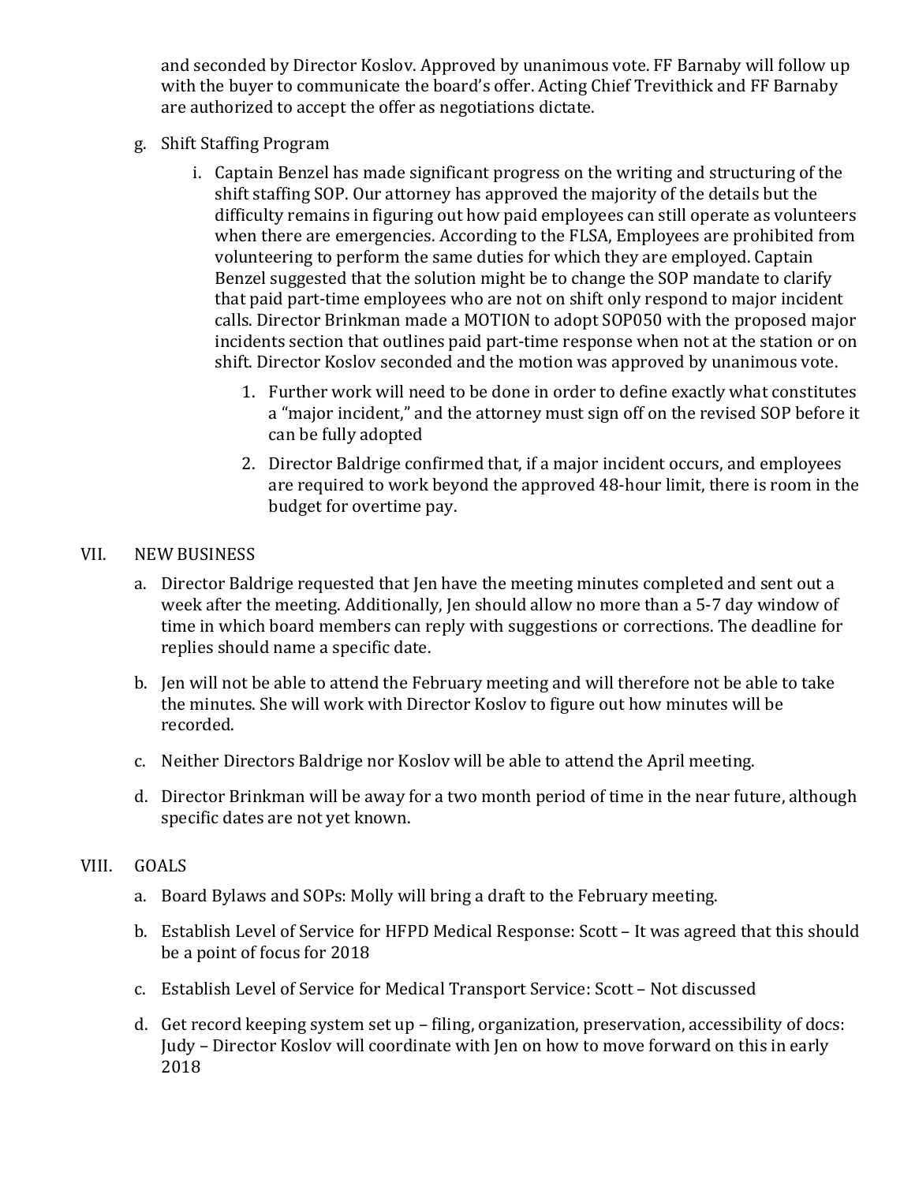and seconded by Director Koslov. Approved by unanimous vote. FF Barnaby will follow up with the buyer to communicate the board's offer. Acting Chief Trevithick and FF Barnaby are authorized to accept the offer as negotiations dictate.

g. Shift Staffing Program

   i. Captain Benzel has made significant progress on the writing and structuring of the shift staffing SOP. Our attorney has approved the majority of the details but the difficulty remains in figuring out how paid employees can still operate as volunteers when there are emergencies. According to the FLSA, Employees are prohibited from volunteering to perform the same duties for which they are employed. Captain Benzel suggested that the solution might be to change the SOP mandate to clarify that paid part-time employees who are not on shift only respond to major incident calls. Director Brinkman made a MOTION to adopt SOP050 with the proposed major incidents section that outlines paid part-time response when not at the station or on shift. Director Koslov seconded and the motion was approved by unanimous vote.

      1. Further work will need to be done in order to define exactly what constitutes a "major incident," and the attorney must sign off on the revised SOP before it can be fully adopted

      2. Director Baldrige confirmed that, if a major incident occurs, and employees are required to work beyond the approved 48-hour limit, there is room in the budget for overtime pay.

VII. NEW BUSINESS

a. Director Baldrige requested that Jen have the meeting minutes completed and sent out a week after the meeting. Additionally, Jen should allow no more than a 5-7 day window of time in which board members can reply with suggestions or corrections. The deadline for replies should name a specific date.

b. Jen will not be able to attend the February meeting and will therefore not be able to take the minutes. She will work with Director Koslov to figure out how minutes will be recorded.

c. Neither Directors Baldrige nor Koslov will be able to attend the April meeting.

d. Director Brinkman will be away for a two month period of time in the near future, although specific dates are not yet known.

VIII. GOALS

a. Board Bylaws and SOPs: Molly will bring a draft to the February meeting.

b. Establish Level of Service for HFPD Medical Response: Scott – It was agreed that this should be a point of focus for 2018

c. Establish Level of Service for Medical Transport Service: Scott – Not discussed

d. Get record keeping system set up – filing, organization, preservation, accessibility of docs: Judy – Director Koslov will coordinate with Jen on how to move forward on this in early 2018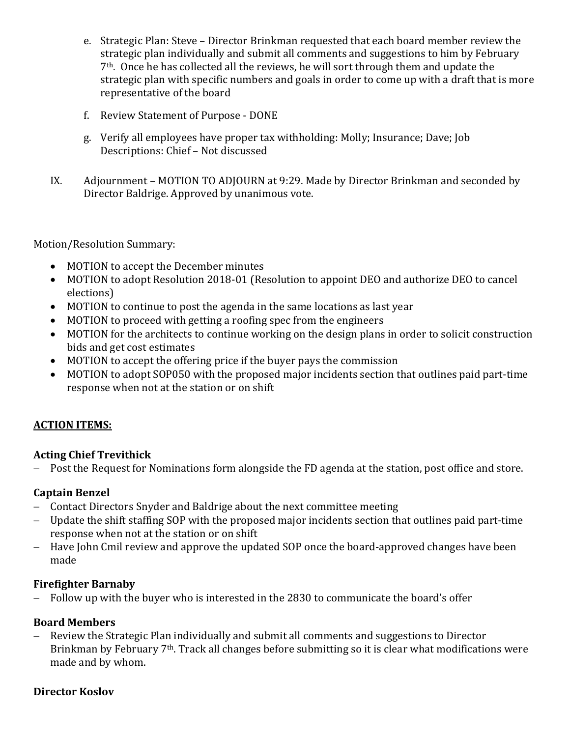e. Strategic Plan: Steve – Director Brinkman requested that each board member review the strategic plan individually and submit all comments and suggestions to him by February 7th. Once he has collected all the reviews, he will sort through them and update the strategic plan with specific numbers and goals in order to come up with a draft that is more representative of the board

f. Review Statement of Purpose - DONE

g. Verify all employees have proper tax withholding: Molly; Insurance; Dave; Job Descriptions: Chief – Not discussed

IX. Adjournment – MOTION TO ADJOURN at 9:29. Made by Director Brinkman and seconded by Director Baldrige. Approved by unanimous vote.

Motion/Resolution Summary:

- MOTION to accept the December minutes
- MOTION to adopt Resolution 2018-01 (Resolution to appoint DEO and authorize DEO to cancel elections)
- MOTION to continue to post the agenda in the same locations as last year
- MOTION to proceed with getting a roofing spec from the engineers
- MOTION for the architects to continue working on the design plans in order to solicit construction bids and get cost estimates
- MOTION to accept the offering price if the buyer pays the commission
- MOTION to adopt SOP050 with the proposed major incidents section that outlines paid part-time response when not at the station or on shift

**ACTION ITEMS:**

**Acting Chief Trevithick**

- Post the Request for Nominations form alongside the FD agenda at the station, post office and store.

**Captain Benzel**

- Contact Directors Snyder and Baldrige about the next committee meeting
- Update the shift staffing SOP with the proposed major incidents section that outlines paid part-time response when not at the station or on shift
- Have John Cmil review and approve the updated SOP once the board-approved changes have been made

**Firefighter Barnaby**

- Follow up with the buyer who is interested in the 2830 to communicate the board's offer

**Board Members**

- Review the Strategic Plan individually and submit all comments and suggestions to Director Brinkman by February 7th. Track all changes before submitting so it is clear what modifications were made and by whom.

**Director Koslov**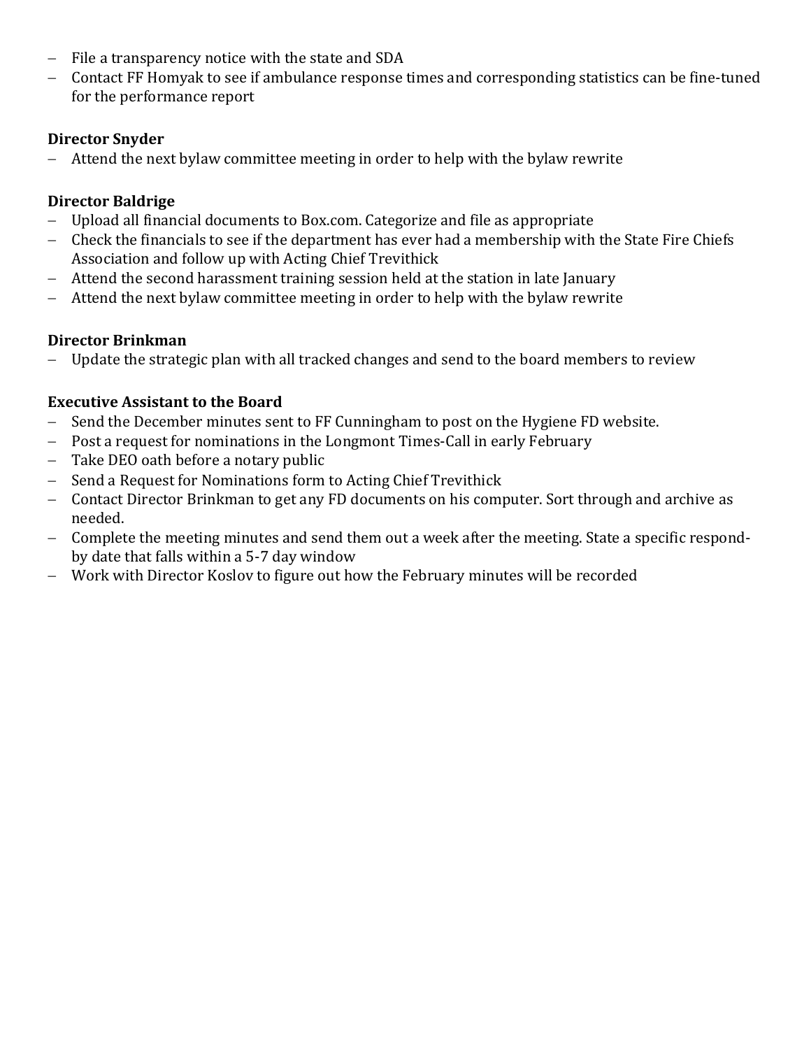- File a transparency notice with the state and SDA
- Contact FF Homyak to see if ambulance response times and corresponding statistics can be fine-tuned for the performance report

**Director Snyder**
- Attend the next bylaw committee meeting in order to help with the bylaw rewrite

**Director Baldrige**
- Upload all financial documents to Box.com. Categorize and file as appropriate
- Check the financials to see if the department has ever had a membership with the State Fire Chiefs Association and follow up with Acting Chief Trevithick
- Attend the second harassment training session held at the station in late January
- Attend the next bylaw committee meeting in order to help with the bylaw rewrite

**Director Brinkman**
- Update the strategic plan with all tracked changes and send to the board members to review

**Executive Assistant to the Board**
- Send the December minutes sent to FF Cunningham to post on the Hygiene FD website.
- Post a request for nominations in the Longmont Times-Call in early February
- Take DEO oath before a notary public
- Send a Request for Nominations form to Acting Chief Trevithick
- Contact Director Brinkman to get any FD documents on his computer. Sort through and archive as needed.
- Complete the meeting minutes and send them out a week after the meeting. State a specific respond-by date that falls within a 5-7 day window
- Work with Director Koslov to figure out how the February minutes will be recorded